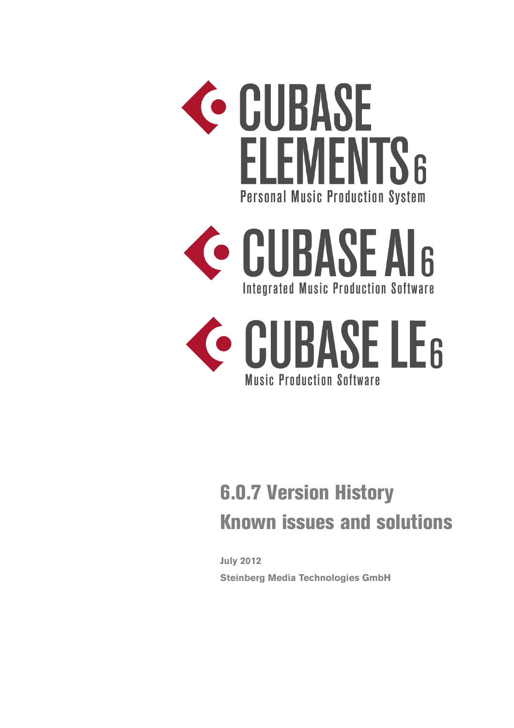# CUBASE ELEMENTS 6

Personal Music Production System

# CUBASE AI 6

Integrated Music Production Software

# CUBASE LE 6

Music Production Software

## 6.0.7 Version History

## Known issues and solutions

**July 2012**

**Steinberg Media Technologies GmbH**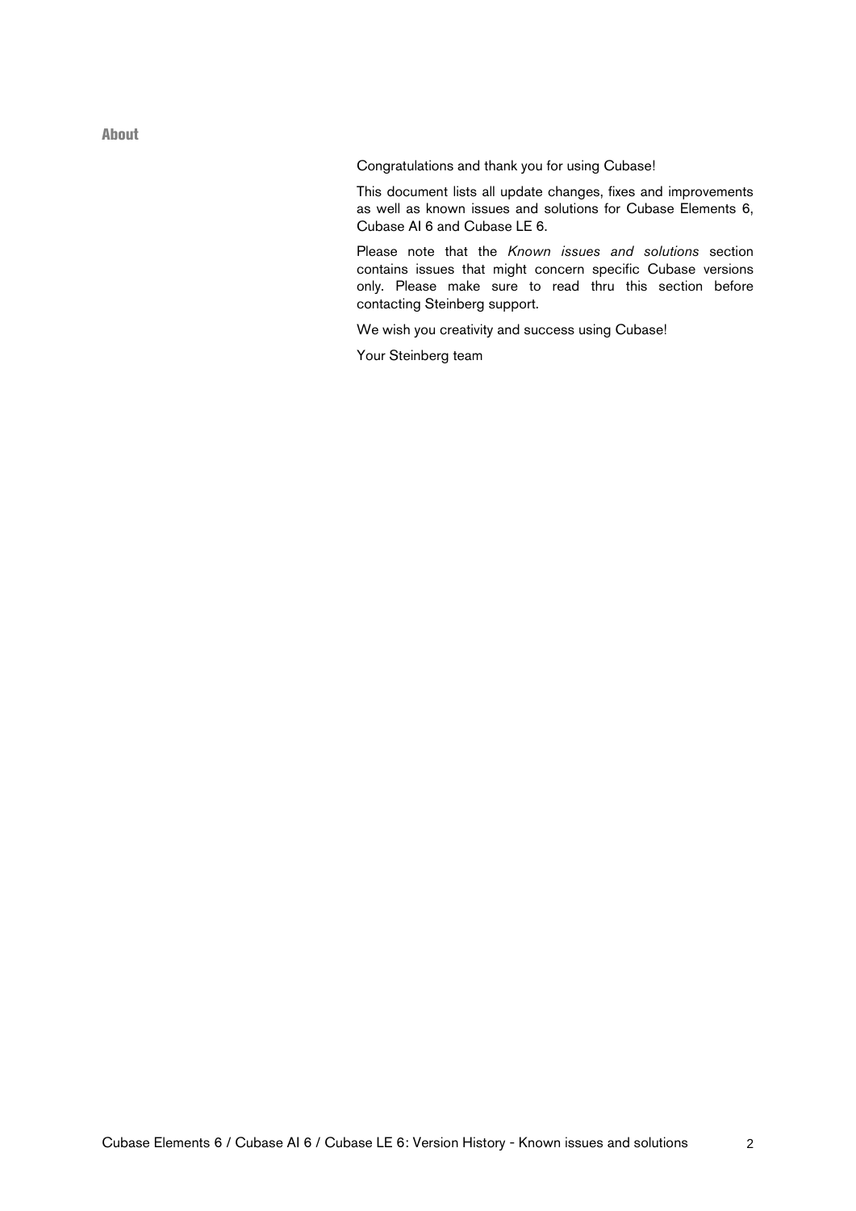## About

Congratulations and thank you for using Cubase!

This document lists all update changes, fixes and improvements as well as known issues and solutions for Cubase Elements 6, Cubase AI 6 and Cubase LE 6.

Please note that the *Known issues and solutions* section contains issues that might concern specific Cubase versions only. Please make sure to read thru this section before contacting Steinberg support.

We wish you creativity and success using Cubase!

Your Steinberg team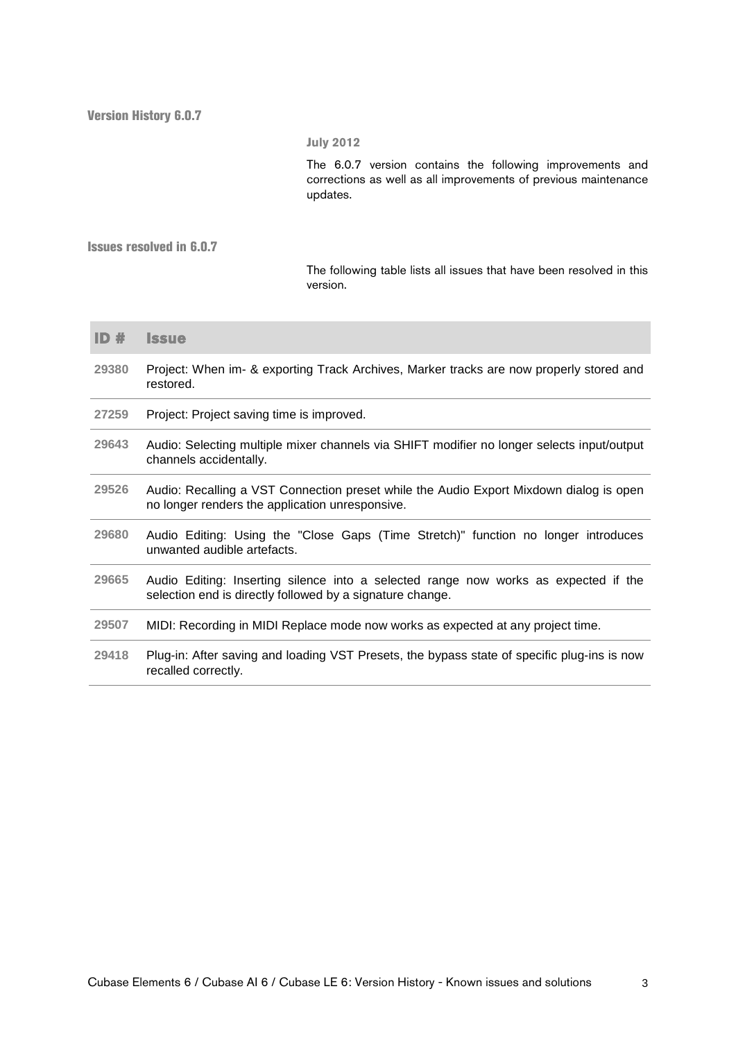## Version History 6.0.7

**July 2012**

The 6.0.7 version contains the following improvements and corrections as well as all improvements of previous maintenance updates.

### Issues resolved in 6.0.7

The following table lists all issues that have been resolved in this version.

| ID # | Issue |
|---|---|
| 29380 | Project: When im- & exporting Track Archives, Marker tracks are now properly stored and restored. |
| 27259 | Project: Project saving time is improved. |
| 29643 | Audio: Selecting multiple mixer channels via SHIFT modifier no longer selects input/output channels accidentally. |
| 29526 | Audio: Recalling a VST Connection preset while the Audio Export Mixdown dialog is open no longer renders the application unresponsive. |
| 29680 | Audio Editing: Using the "Close Gaps (Time Stretch)" function no longer introduces unwanted audible artefacts. |
| 29665 | Audio Editing: Inserting silence into a selected range now works as expected if the selection end is directly followed by a signature change. |
| 29507 | MIDI: Recording in MIDI Replace mode now works as expected at any project time. |
| 29418 | Plug-in: After saving and loading VST Presets, the bypass state of specific plug-ins is now recalled correctly. |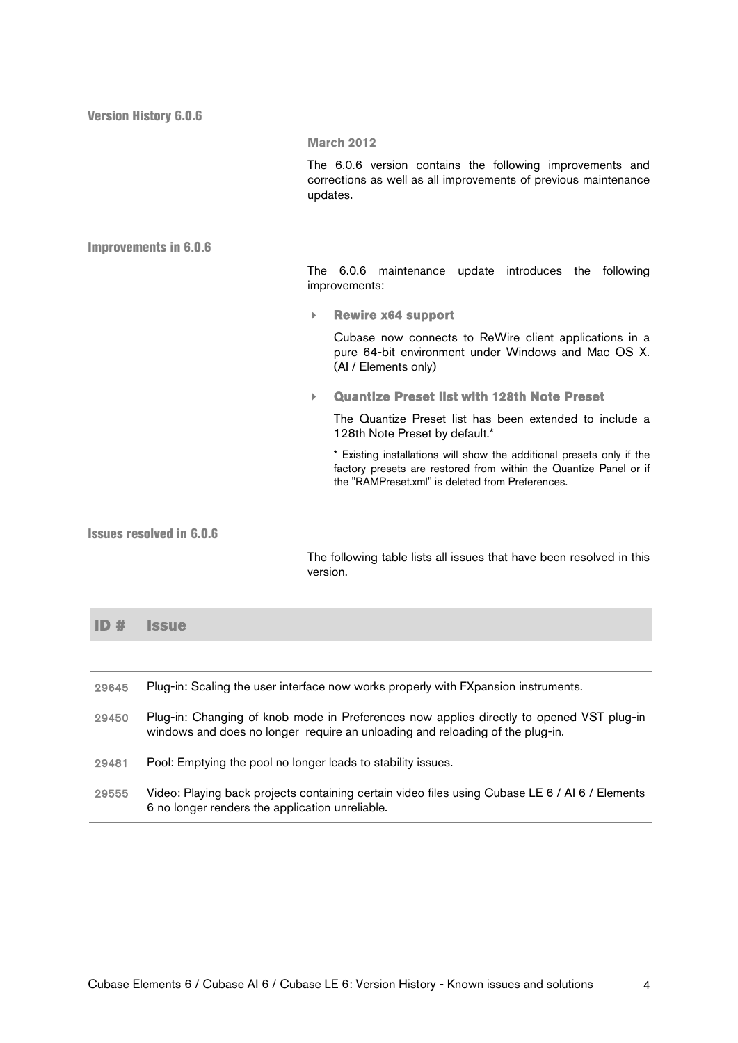## Version History 6.0.6

**March 2012**

The 6.0.6 version contains the following improvements and corrections as well as all improvements of previous maintenance updates.

## Improvements in 6.0.6

The 6.0.6 maintenance update introduces the following improvements:

- **Rewire x64 support**

  Cubase now connects to ReWire client applications in a pure 64-bit environment under Windows and Mac OS X. (AI / Elements only)

- **Quantize Preset list with 128th Note Preset**

  The Quantize Preset list has been extended to include a 128th Note Preset by default.*

  * Existing installations will show the additional presets only if the factory presets are restored from within the Quantize Panel or if the "RAMPreset.xml" is deleted from Preferences.

## Issues resolved in 6.0.6

The following table lists all issues that have been resolved in this version.

| ID # | Issue |
|---|---|
| 29645 | Plug-in: Scaling the user interface now works properly with FXpansion instruments. |
| 29450 | Plug-in: Changing of knob mode in Preferences now applies directly to opened VST plug-in windows and does no longer require an unloading and reloading of the plug-in. |
| 29481 | Pool: Emptying the pool no longer leads to stability issues. |
| 29555 | Video: Playing back projects containing certain video files using Cubase LE 6 / AI 6 / Elements 6 no longer renders the application unreliable. |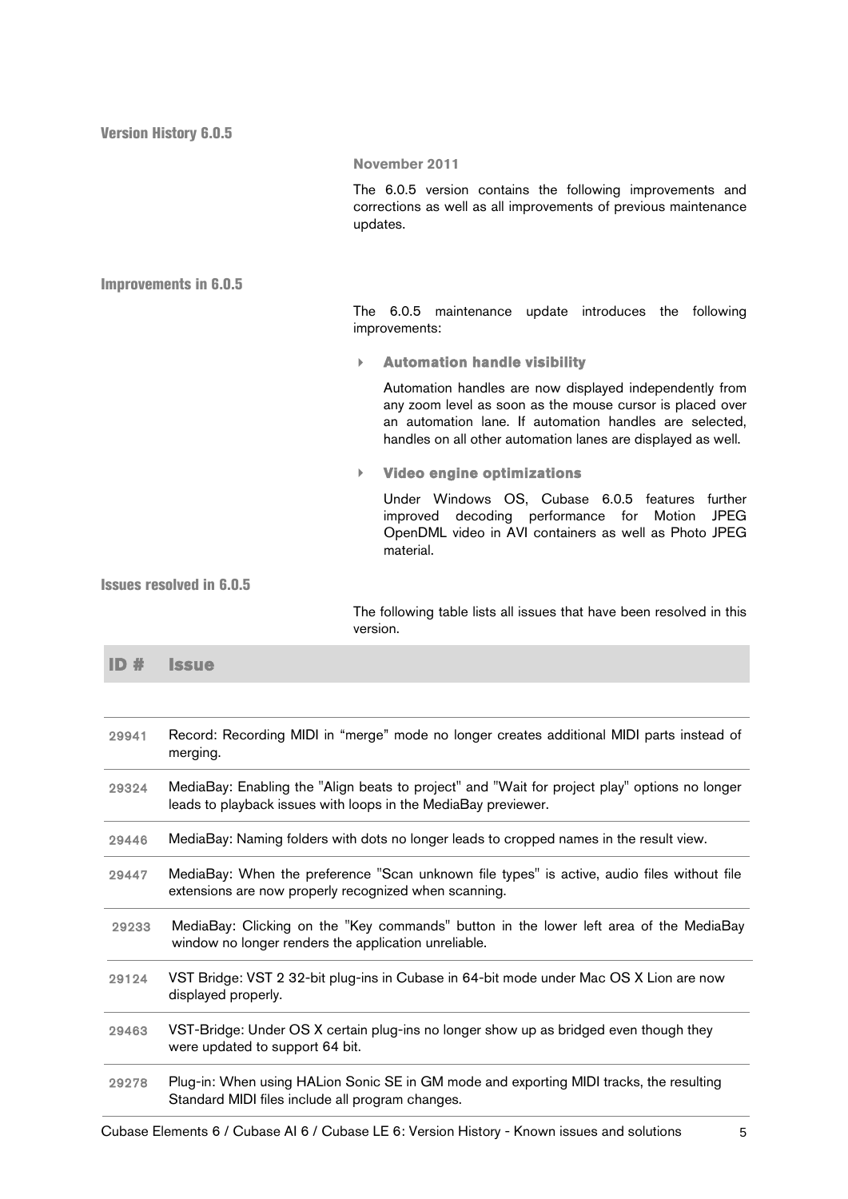## Version History 6.0.5

**November 2011**

The 6.0.5 version contains the following improvements and corrections as well as all improvements of previous maintenance updates.

## Improvements in 6.0.5

The 6.0.5 maintenance update introduces the following improvements:

- **Automation handle visibility**

  Automation handles are now displayed independently from any zoom level as soon as the mouse cursor is placed over an automation lane. If automation handles are selected, handles on all other automation lanes are displayed as well.

- **Video engine optimizations**

  Under Windows OS, Cubase 6.0.5 features further improved decoding performance for Motion JPEG OpenDML video in AVI containers as well as Photo JPEG material.

## Issues resolved in 6.0.5

The following table lists all issues that have been resolved in this version.

| ID # | Issue |
|---|---|
| 29941 | Record: Recording MIDI in “merge” mode no longer creates additional MIDI parts instead of merging. |
| 29324 | MediaBay: Enabling the "Align beats to project" and "Wait for project play" options no longer leads to playback issues with loops in the MediaBay previewer. |
| 29446 | MediaBay: Naming folders with dots no longer leads to cropped names in the result view. |
| 29447 | MediaBay: When the preference "Scan unknown file types" is active, audio files without file extensions are now properly recognized when scanning. |
| 29233 | MediaBay: Clicking on the "Key commands" button in the lower left area of the MediaBay window no longer renders the application unreliable. |
| 29124 | VST Bridge: VST 2 32-bit plug-ins in Cubase in 64-bit mode under Mac OS X Lion are now displayed properly. |
| 29463 | VST-Bridge: Under OS X certain plug-ins no longer show up as bridged even though they were updated to support 64 bit. |
| 29278 | Plug-in: When using HALion Sonic SE in GM mode and exporting MIDI tracks, the resulting Standard MIDI files include all program changes. |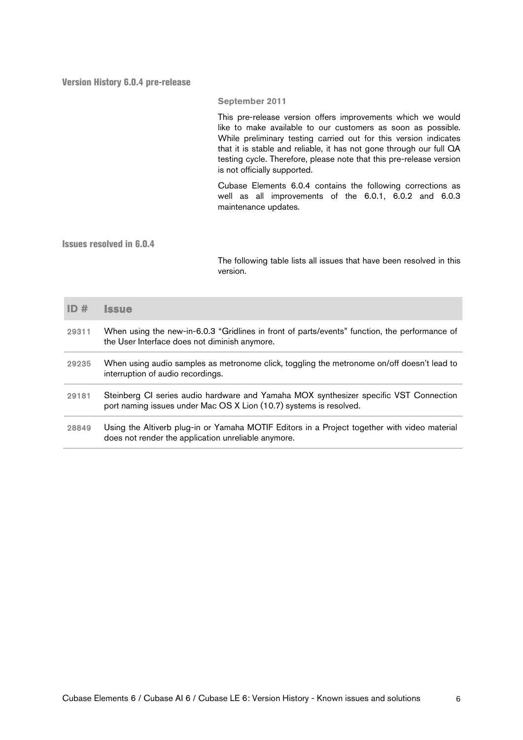## Version History 6.0.4 pre-release

**September 2011**

This pre-release version offers improvements which we would like to make available to our customers as soon as possible. While preliminary testing carried out for this version indicates that it is stable and reliable, it has not gone through our full QA testing cycle. Therefore, please note that this pre-release version is not officially supported.

Cubase Elements 6.0.4 contains the following corrections as well as all improvements of the 6.0.1, 6.0.2 and 6.0.3 maintenance updates.

## Issues resolved in 6.0.4

The following table lists all issues that have been resolved in this version.

| ID # | Issue |
|---|---|
| 29311 | When using the new-in-6.0.3 “Gridlines in front of parts/events” function, the performance of the User Interface does not diminish anymore. |
| 29235 | When using audio samples as metronome click, toggling the metronome on/off doesn’t lead to interruption of audio recordings. |
| 29181 | Steinberg CI series audio hardware and Yamaha MOX synthesizer specific VST Connection port naming issues under Mac OS X Lion (10.7) systems is resolved. |
| 28849 | Using the Altiverb plug-in or Yamaha MOTIF Editors in a Project together with video material does not render the application unreliable anymore. |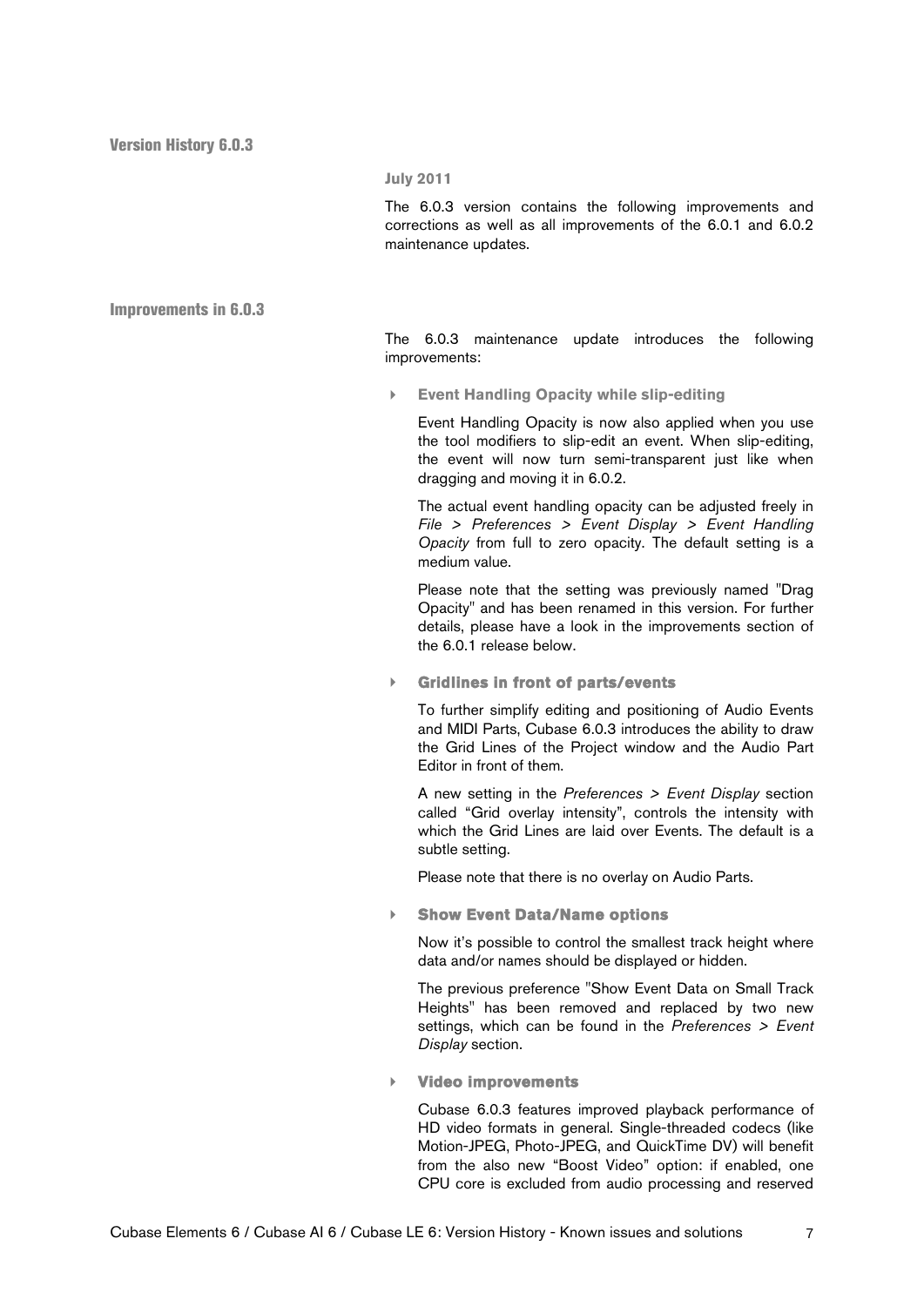## Version History 6.0.3

**July 2011**

The 6.0.3 version contains the following improvements and corrections as well as all improvements of the 6.0.1 and 6.0.2 maintenance updates.

## Improvements in 6.0.3

The 6.0.3 maintenance update introduces the following improvements:

- **Event Handling Opacity while slip-editing**

  Event Handling Opacity is now also applied when you use the tool modifiers to slip-edit an event. When slip-editing, the event will now turn semi-transparent just like when dragging and moving it in 6.0.2.

  The actual event handling opacity can be adjusted freely in *File > Preferences > Event Display > Event Handling Opacity* from full to zero opacity. The default setting is a medium value.

  Please note that the setting was previously named "Drag Opacity" and has been renamed in this version. For further details, please have a look in the improvements section of the 6.0.1 release below.

- **Gridlines in front of parts/events**

  To further simplify editing and positioning of Audio Events and MIDI Parts, Cubase 6.0.3 introduces the ability to draw the Grid Lines of the Project window and the Audio Part Editor in front of them.

  A new setting in the *Preferences > Event Display* section called "Grid overlay intensity", controls the intensity with which the Grid Lines are laid over Events. The default is a subtle setting.

  Please note that there is no overlay on Audio Parts.

- **Show Event Data/Name options**

  Now it's possible to control the smallest track height where data and/or names should be displayed or hidden.

  The previous preference "Show Event Data on Small Track Heights" has been removed and replaced by two new settings, which can be found in the *Preferences > Event Display* section.

- **Video improvements**

  Cubase 6.0.3 features improved playback performance of HD video formats in general. Single-threaded codecs (like Motion-JPEG, Photo-JPEG, and QuickTime DV) will benefit from the also new "Boost Video" option: if enabled, one CPU core is excluded from audio processing and reserved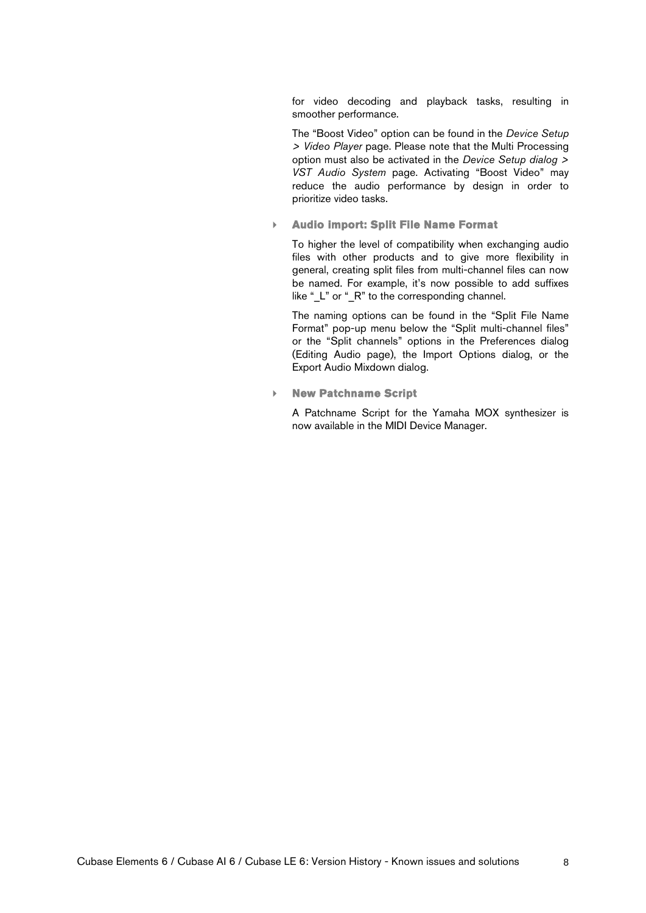for video decoding and playback tasks, resulting in smoother performance.

The "Boost Video" option can be found in the *Device Setup > Video Player* page. Please note that the Multi Processing option must also be activated in the *Device Setup dialog > VST Audio System* page. Activating "Boost Video" may reduce the audio performance by design in order to prioritize video tasks.

- **Audio import: Split File Name Format**

  To higher the level of compatibility when exchanging audio files with other products and to give more flexibility in general, creating split files from multi-channel files can now be named. For example, it's now possible to add suffixes like "_L" or "_R" to the corresponding channel.

  The naming options can be found in the "Split File Name Format" pop-up menu below the "Split multi-channel files" or the "Split channels" options in the Preferences dialog (Editing Audio page), the Import Options dialog, or the Export Audio Mixdown dialog.

- **New Patchname Script**

  A Patchname Script for the Yamaha MOX synthesizer is now available in the MIDI Device Manager.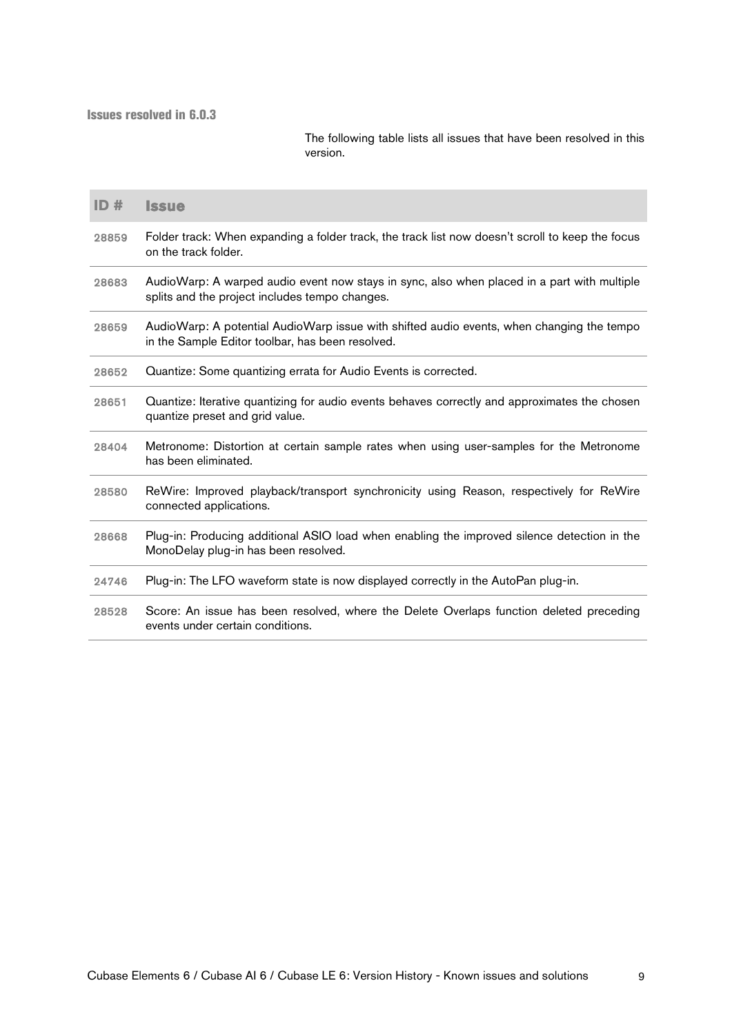### Issues resolved in 6.0.3

The following table lists all issues that have been resolved in this version.

| ID # | Issue |
|---|---|
| 28859 | Folder track: When expanding a folder track, the track list now doesn't scroll to keep the focus on the track folder. |
| 28683 | AudioWarp: A warped audio event now stays in sync, also when placed in a part with multiple splits and the project includes tempo changes. |
| 28659 | AudioWarp: A potential AudioWarp issue with shifted audio events, when changing the tempo in the Sample Editor toolbar, has been resolved. |
| 28652 | Quantize: Some quantizing errata for Audio Events is corrected. |
| 28651 | Quantize: Iterative quantizing for audio events behaves correctly and approximates the chosen quantize preset and grid value. |
| 28404 | Metronome: Distortion at certain sample rates when using user-samples for the Metronome has been eliminated. |
| 28580 | ReWire: Improved playback/transport synchronicity using Reason, respectively for ReWire connected applications. |
| 28668 | Plug-in: Producing additional ASIO load when enabling the improved silence detection in the MonoDelay plug-in has been resolved. |
| 24746 | Plug-in: The LFO waveform state is now displayed correctly in the AutoPan plug-in. |
| 28528 | Score: An issue has been resolved, where the Delete Overlaps function deleted preceding events under certain conditions. |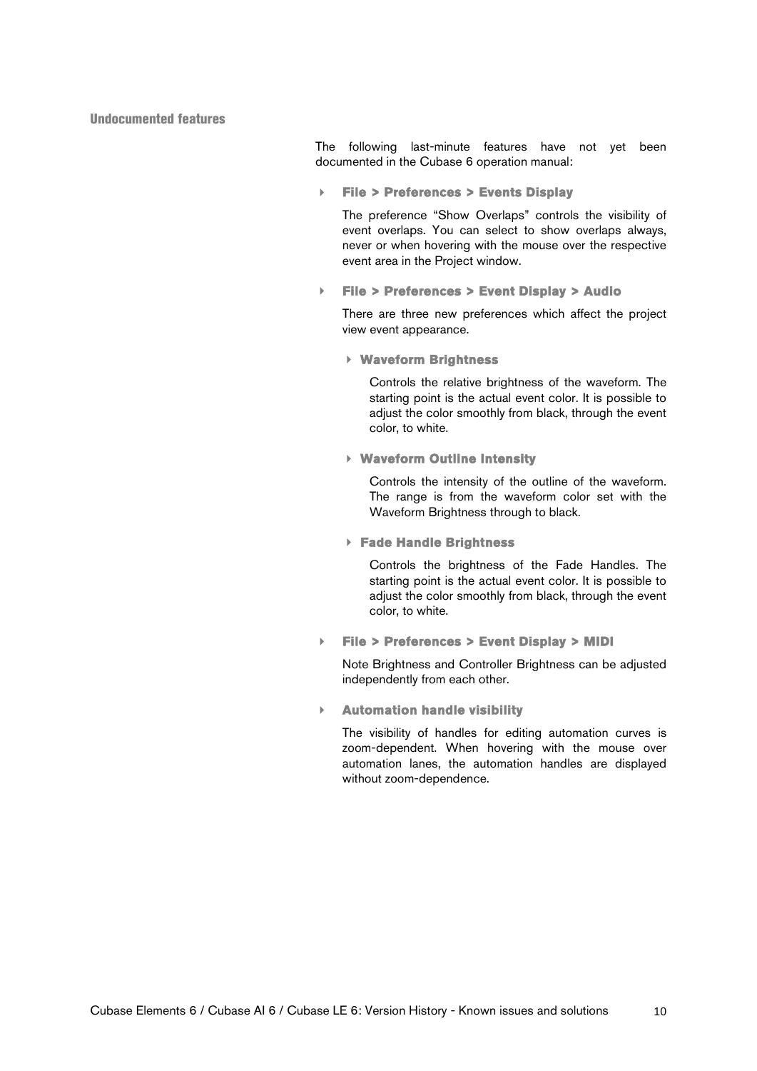## Undocumented features

The following last-minute features have not yet been documented in the Cubase 6 operation manual:

- **File > Preferences > Events Display**

  The preference “Show Overlaps” controls the visibility of event overlaps. You can select to show overlaps always, never or when hovering with the mouse over the respective event area in the Project window.

- **File > Preferences > Event Display > Audio**

  There are three new preferences which affect the project view event appearance.

  - **Waveform Brightness**

    Controls the relative brightness of the waveform. The starting point is the actual event color. It is possible to adjust the color smoothly from black, through the event color, to white.

  - **Waveform Outline Intensity**

    Controls the intensity of the outline of the waveform. The range is from the waveform color set with the Waveform Brightness through to black.

  - **Fade Handle Brightness**

    Controls the brightness of the Fade Handles. The starting point is the actual event color. It is possible to adjust the color smoothly from black, through the event color, to white.

- **File > Preferences > Event Display > MIDI**

  Note Brightness and Controller Brightness can be adjusted independently from each other.

- **Automation handle visibility**

  The visibility of handles for editing automation curves is zoom-dependent. When hovering with the mouse over automation lanes, the automation handles are displayed without zoom-dependence.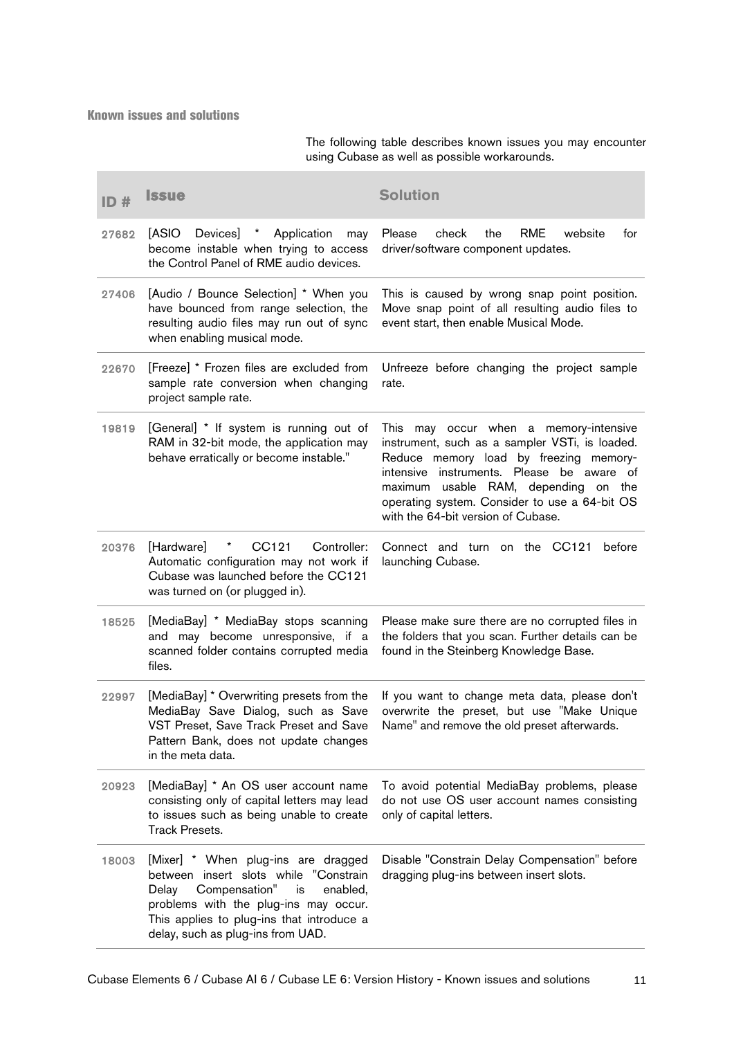## Known issues and solutions

The following table describes known issues you may encounter using Cubase as well as possible workarounds.

| ID # | Issue | Solution |
|---|---|---|
| 27682 | [ASIO Devices] * Application may become instable when trying to access the Control Panel of RME audio devices. | Please check the RME website for driver/software component updates. |
| 27406 | [Audio / Bounce Selection] * When you have bounced from range selection, the resulting audio files may run out of sync when enabling musical mode. | This is caused by wrong snap point position. Move snap point of all resulting audio files to event start, then enable Musical Mode. |
| 22670 | [Freeze] * Frozen files are excluded from sample rate conversion when changing project sample rate. | Unfreeze before changing the project sample rate. |
| 19819 | [General] * If system is running out of RAM in 32-bit mode, the application may behave erratically or become instable." | This may occur when a memory-intensive instrument, such as a sampler VSTi, is loaded. Reduce memory load by freezing memory-intensive instruments. Please be aware of maximum usable RAM, depending on the operating system. Consider to use a 64-bit OS with the 64-bit version of Cubase. |
| 20376 | [Hardware] * CC121 Controller: Automatic configuration may not work if Cubase was launched before the CC121 was turned on (or plugged in). | Connect and turn on the CC121 before launching Cubase. |
| 18525 | [MediaBay] * MediaBay stops scanning and may become unresponsive, if a scanned folder contains corrupted media files. | Please make sure there are no corrupted files in the folders that you scan. Further details can be found in the Steinberg Knowledge Base. |
| 22997 | [MediaBay] * Overwriting presets from the MediaBay Save Dialog, such as Save VST Preset, Save Track Preset and Save Pattern Bank, does not update changes in the meta data. | If you want to change meta data, please don't overwrite the preset, but use "Make Unique Name" and remove the old preset afterwards. |
| 20923 | [MediaBay] * An OS user account name consisting only of capital letters may lead to issues such as being unable to create Track Presets. | To avoid potential MediaBay problems, please do not use OS user account names consisting only of capital letters. |
| 18003 | [Mixer] * When plug-ins are dragged between insert slots while "Constrain Delay Compensation" is enabled, problems with the plug-ins may occur. This applies to plug-ins that introduce a delay, such as plug-ins from UAD. | Disable "Constrain Delay Compensation" before dragging plug-ins between insert slots. |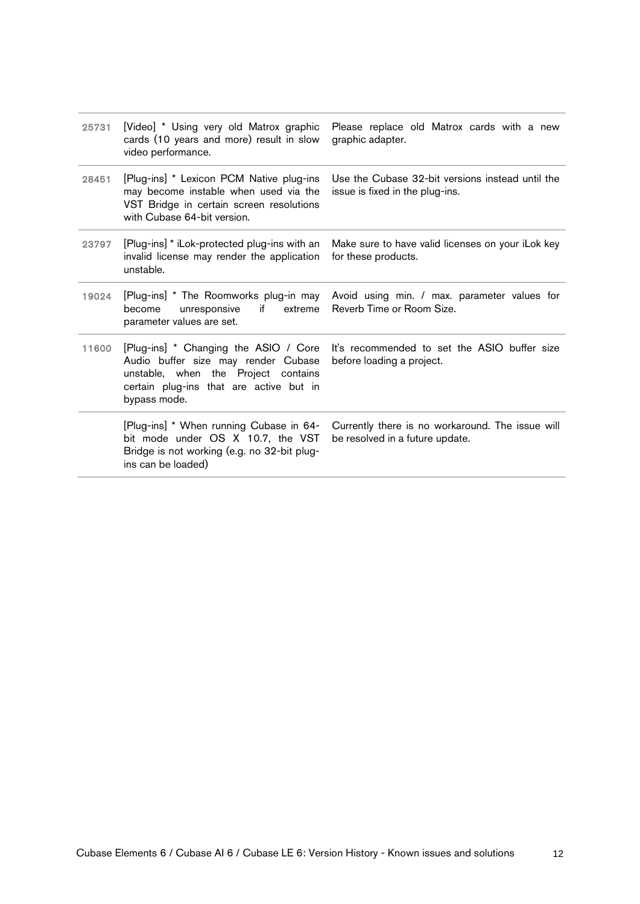| | | |
|---|---|---|
| 25731 | [Video] * Using very old Matrox graphic cards (10 years and more) result in slow video performance. | Please replace old Matrox cards with a new graphic adapter. |
| 28451 | [Plug-ins] * Lexicon PCM Native plug-ins may become instable when used via the VST Bridge in certain screen resolutions with Cubase 64-bit version. | Use the Cubase 32-bit versions instead until the issue is fixed in the plug-ins. |
| 23797 | [Plug-ins] * iLok-protected plug-ins with an invalid license may render the application unstable. | Make sure to have valid licenses on your iLok key for these products. |
| 19024 | [Plug-ins] * The Roomworks plug-in may become unresponsive if extreme parameter values are set. | Avoid using min. / max. parameter values for Reverb Time or Room Size. |
| 11600 | [Plug-ins] * Changing the ASIO / Core Audio buffer size may render Cubase unstable, when the Project contains certain plug-ins that are active but in bypass mode. | It's recommended to set the ASIO buffer size before loading a project. |
| | [Plug-ins] * When running Cubase in 64-bit mode under OS X 10.7, the VST Bridge is not working (e.g. no 32-bit plug-ins can be loaded) | Currently there is no workaround. The issue will be resolved in a future update. |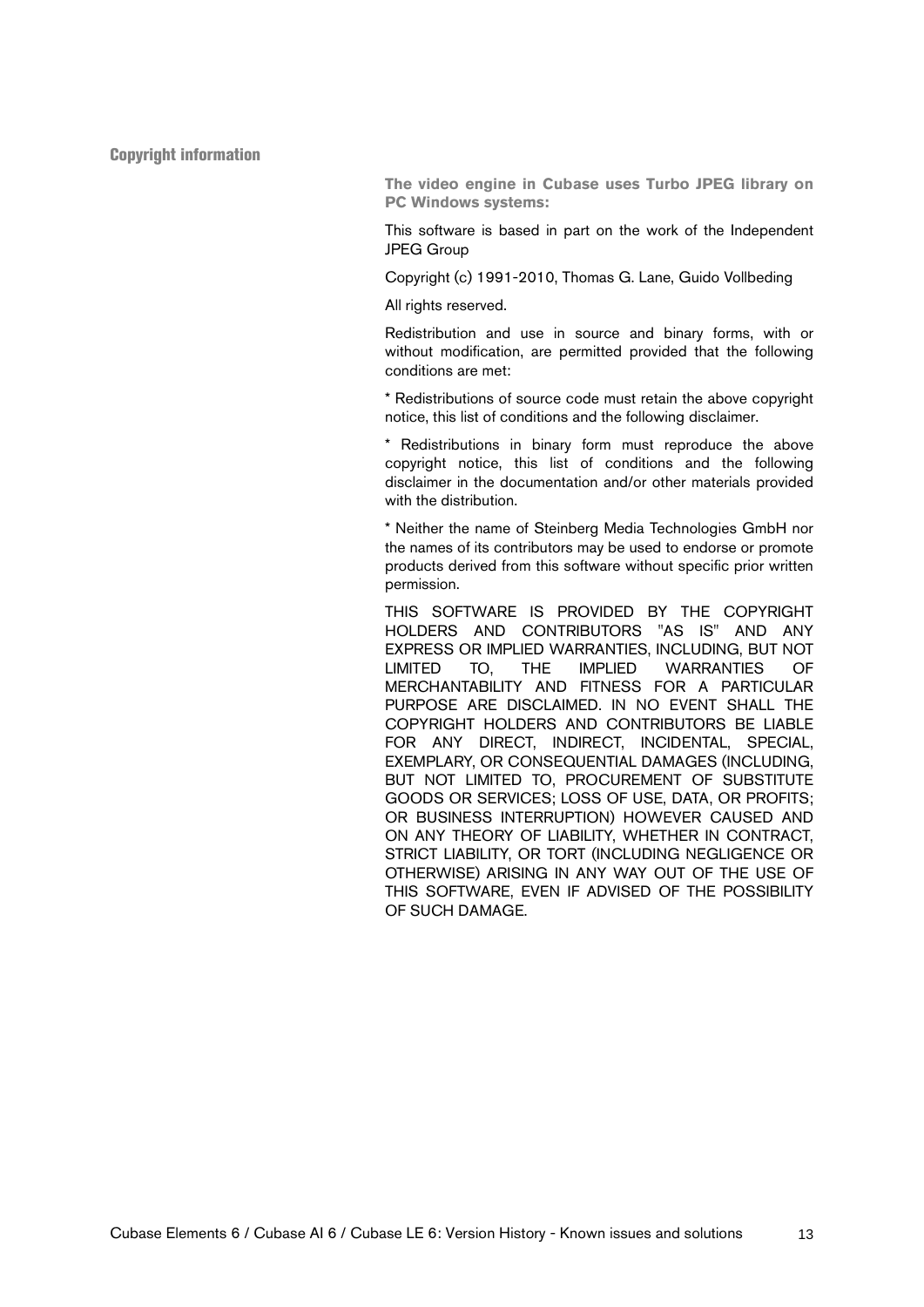## Copyright information

**The video engine in Cubase uses Turbo JPEG library on PC Windows systems:**

This software is based in part on the work of the Independent JPEG Group

Copyright (c) 1991-2010, Thomas G. Lane, Guido Vollbeding

All rights reserved.

Redistribution and use in source and binary forms, with or without modification, are permitted provided that the following conditions are met:

* Redistributions of source code must retain the above copyright notice, this list of conditions and the following disclaimer.

* Redistributions in binary form must reproduce the above copyright notice, this list of conditions and the following disclaimer in the documentation and/or other materials provided with the distribution.

* Neither the name of Steinberg Media Technologies GmbH nor the names of its contributors may be used to endorse or promote products derived from this software without specific prior written permission.

THIS SOFTWARE IS PROVIDED BY THE COPYRIGHT HOLDERS AND CONTRIBUTORS "AS IS" AND ANY EXPRESS OR IMPLIED WARRANTIES, INCLUDING, BUT NOT LIMITED TO, THE IMPLIED WARRANTIES OF MERCHANTABILITY AND FITNESS FOR A PARTICULAR PURPOSE ARE DISCLAIMED. IN NO EVENT SHALL THE COPYRIGHT HOLDERS AND CONTRIBUTORS BE LIABLE FOR ANY DIRECT, INDIRECT, INCIDENTAL, SPECIAL, EXEMPLARY, OR CONSEQUENTIAL DAMAGES (INCLUDING, BUT NOT LIMITED TO, PROCUREMENT OF SUBSTITUTE GOODS OR SERVICES; LOSS OF USE, DATA, OR PROFITS; OR BUSINESS INTERRUPTION) HOWEVER CAUSED AND ON ANY THEORY OF LIABILITY, WHETHER IN CONTRACT, STRICT LIABILITY, OR TORT (INCLUDING NEGLIGENCE OR OTHERWISE) ARISING IN ANY WAY OUT OF THE USE OF THIS SOFTWARE, EVEN IF ADVISED OF THE POSSIBILITY OF SUCH DAMAGE.